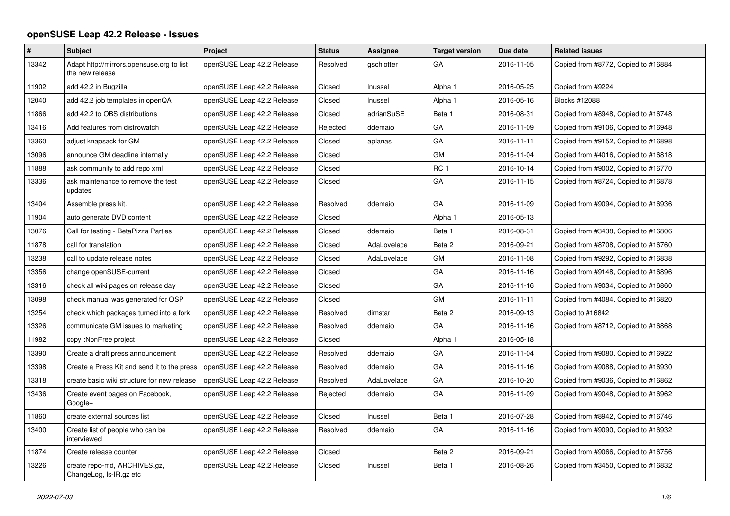# openSUSE Leap 42.2 Release - Issues

| # | Subject | Project | Status | Assignee | Target version | Due date | Related issues |
|---|---|---|---|---|---|---|---|
| 13342 | Adapt http://mirrors.opensuse.org to list the new release | openSUSE Leap 42.2 Release | Resolved | gschlotter | GA | 2016-11-05 | Copied from #8772, Copied to #16884 |
| 11902 | add 42.2 in Bugzilla | openSUSE Leap 42.2 Release | Closed | lnussel | Alpha 1 | 2016-05-25 | Copied from #9224 |
| 12040 | add 42.2 job templates in openQA | openSUSE Leap 42.2 Release | Closed | lnussel | Alpha 1 | 2016-05-16 | Blocks #12088 |
| 11866 | add 42.2 to OBS distributions | openSUSE Leap 42.2 Release | Closed | adrianSuSE | Beta 1 | 2016-08-31 | Copied from #8948, Copied to #16748 |
| 13416 | Add features from distrowatch | openSUSE Leap 42.2 Release | Rejected | ddemaio | GA | 2016-11-09 | Copied from #9106, Copied to #16948 |
| 13360 | adjust knapsack for GM | openSUSE Leap 42.2 Release | Closed | aplanas | GA | 2016-11-11 | Copied from #9152, Copied to #16898 |
| 13096 | announce GM deadline internally | openSUSE Leap 42.2 Release | Closed | | GM | 2016-11-04 | Copied from #4016, Copied to #16818 |
| 11888 | ask community to add repo xml | openSUSE Leap 42.2 Release | Closed | | RC 1 | 2016-10-14 | Copied from #9002, Copied to #16770 |
| 13336 | ask maintenance to remove the test updates | openSUSE Leap 42.2 Release | Closed | | GA | 2016-11-15 | Copied from #8724, Copied to #16878 |
| 13404 | Assemble press kit. | openSUSE Leap 42.2 Release | Resolved | ddemaio | GA | 2016-11-09 | Copied from #9094, Copied to #16936 |
| 11904 | auto generate DVD content | openSUSE Leap 42.2 Release | Closed | | Alpha 1 | 2016-05-13 | |
| 13076 | Call for testing - BetaPizza Parties | openSUSE Leap 42.2 Release | Closed | ddemaio | Beta 1 | 2016-08-31 | Copied from #3438, Copied to #16806 |
| 11878 | call for translation | openSUSE Leap 42.2 Release | Closed | AdaLovelace | Beta 2 | 2016-09-21 | Copied from #8708, Copied to #16760 |
| 13238 | call to update release notes | openSUSE Leap 42.2 Release | Closed | AdaLovelace | GM | 2016-11-08 | Copied from #9292, Copied to #16838 |
| 13356 | change openSUSE-current | openSUSE Leap 42.2 Release | Closed | | GA | 2016-11-16 | Copied from #9148, Copied to #16896 |
| 13316 | check all wiki pages on release day | openSUSE Leap 42.2 Release | Closed | | GA | 2016-11-16 | Copied from #9034, Copied to #16860 |
| 13098 | check manual was generated for OSP | openSUSE Leap 42.2 Release | Closed | | GM | 2016-11-11 | Copied from #4084, Copied to #16820 |
| 13254 | check which packages turned into a fork | openSUSE Leap 42.2 Release | Resolved | dimstar | Beta 2 | 2016-09-13 | Copied to #16842 |
| 13326 | communicate GM issues to marketing | openSUSE Leap 42.2 Release | Resolved | ddemaio | GA | 2016-11-16 | Copied from #8712, Copied to #16868 |
| 11982 | copy :NonFree project | openSUSE Leap 42.2 Release | Closed | | Alpha 1 | 2016-05-18 | |
| 13390 | Create a draft press announcement | openSUSE Leap 42.2 Release | Resolved | ddemaio | GA | 2016-11-04 | Copied from #9080, Copied to #16922 |
| 13398 | Create a Press Kit and send it to the press | openSUSE Leap 42.2 Release | Resolved | ddemaio | GA | 2016-11-16 | Copied from #9088, Copied to #16930 |
| 13318 | create basic wiki structure for new release | openSUSE Leap 42.2 Release | Resolved | AdaLovelace | GA | 2016-10-20 | Copied from #9036, Copied to #16862 |
| 13436 | Create event pages on Facebook, Google+ | openSUSE Leap 42.2 Release | Rejected | ddemaio | GA | 2016-11-09 | Copied from #9048, Copied to #16962 |
| 11860 | create external sources list | openSUSE Leap 42.2 Release | Closed | lnussel | Beta 1 | 2016-07-28 | Copied from #8942, Copied to #16746 |
| 13400 | Create list of people who can be interviewed | openSUSE Leap 42.2 Release | Resolved | ddemaio | GA | 2016-11-16 | Copied from #9090, Copied to #16932 |
| 11874 | Create release counter | openSUSE Leap 42.2 Release | Closed | | Beta 2 | 2016-09-21 | Copied from #9066, Copied to #16756 |
| 13226 | create repo-md, ARCHIVES.gz, ChangeLog, ls-lR.gz etc | openSUSE Leap 42.2 Release | Closed | lnussel | Beta 1 | 2016-08-26 | Copied from #3450, Copied to #16832 |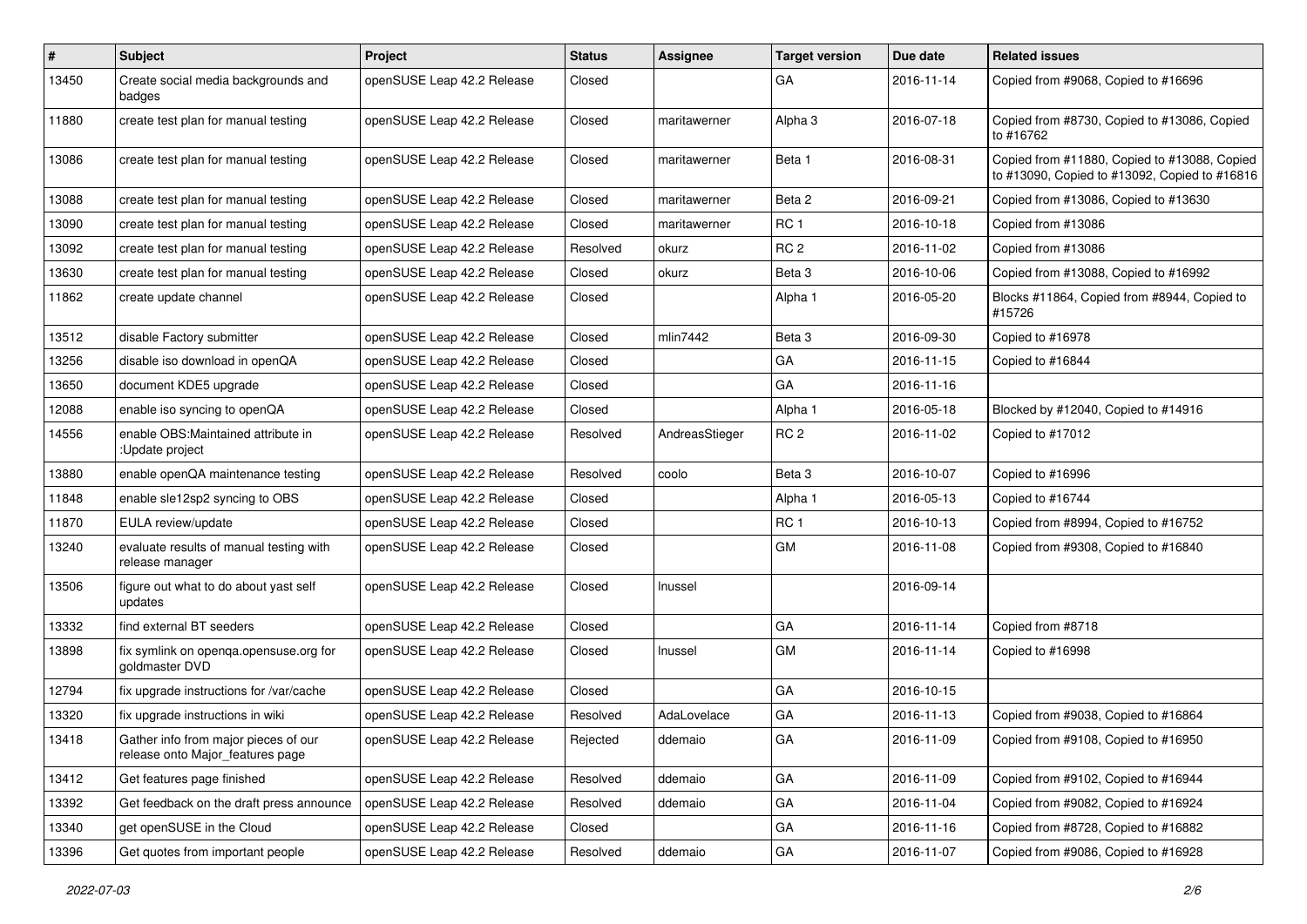| # | Subject | Project | Status | Assignee | Target version | Due date | Related issues |
|---|---|---|---|---|---|---|---|
| 13450 | Create social media backgrounds and badges | openSUSE Leap 42.2 Release | Closed | | GA | 2016-11-14 | Copied from #9068, Copied to #16696 |
| 11880 | create test plan for manual testing | openSUSE Leap 42.2 Release | Closed | maritawerner | Alpha 3 | 2016-07-18 | Copied from #8730, Copied to #13086, Copied to #16762 |
| 13086 | create test plan for manual testing | openSUSE Leap 42.2 Release | Closed | maritawerner | Beta 1 | 2016-08-31 | Copied from #11880, Copied to #13088, Copied to #13090, Copied to #13092, Copied to #16816 |
| 13088 | create test plan for manual testing | openSUSE Leap 42.2 Release | Closed | maritawerner | Beta 2 | 2016-09-21 | Copied from #13086, Copied to #13630 |
| 13090 | create test plan for manual testing | openSUSE Leap 42.2 Release | Closed | maritawerner | RC 1 | 2016-10-18 | Copied from #13086 |
| 13092 | create test plan for manual testing | openSUSE Leap 42.2 Release | Resolved | okurz | RC 2 | 2016-11-02 | Copied from #13086 |
| 13630 | create test plan for manual testing | openSUSE Leap 42.2 Release | Closed | okurz | Beta 3 | 2016-10-06 | Copied from #13088, Copied to #16992 |
| 11862 | create update channel | openSUSE Leap 42.2 Release | Closed | | Alpha 1 | 2016-05-20 | Blocks #11864, Copied from #8944, Copied to #15726 |
| 13512 | disable Factory submitter | openSUSE Leap 42.2 Release | Closed | mlin7442 | Beta 3 | 2016-09-30 | Copied to #16978 |
| 13256 | disable iso download in openQA | openSUSE Leap 42.2 Release | Closed | | GA | 2016-11-15 | Copied to #16844 |
| 13650 | document KDE5 upgrade | openSUSE Leap 42.2 Release | Closed | | GA | 2016-11-16 | |
| 12088 | enable iso syncing to openQA | openSUSE Leap 42.2 Release | Closed | | Alpha 1 | 2016-05-18 | Blocked by #12040, Copied to #14916 |
| 14556 | enable OBS:Maintained attribute in :Update project | openSUSE Leap 42.2 Release | Resolved | AndreasStieger | RC 2 | 2016-11-02 | Copied to #17012 |
| 13880 | enable openQA maintenance testing | openSUSE Leap 42.2 Release | Resolved | coolo | Beta 3 | 2016-10-07 | Copied to #16996 |
| 11848 | enable sle12sp2 syncing to OBS | openSUSE Leap 42.2 Release | Closed | | Alpha 1 | 2016-05-13 | Copied to #16744 |
| 11870 | EULA review/update | openSUSE Leap 42.2 Release | Closed | | RC 1 | 2016-10-13 | Copied from #8994, Copied to #16752 |
| 13240 | evaluate results of manual testing with release manager | openSUSE Leap 42.2 Release | Closed | | GM | 2016-11-08 | Copied from #9308, Copied to #16840 |
| 13506 | figure out what to do about yast self updates | openSUSE Leap 42.2 Release | Closed | lnussel | | 2016-09-14 | |
| 13332 | find external BT seeders | openSUSE Leap 42.2 Release | Closed | | GA | 2016-11-14 | Copied from #8718 |
| 13898 | fix symlink on openqa.opensuse.org for goldmaster DVD | openSUSE Leap 42.2 Release | Closed | lnussel | GM | 2016-11-14 | Copied to #16998 |
| 12794 | fix upgrade instructions for /var/cache | openSUSE Leap 42.2 Release | Closed | | GA | 2016-10-15 | |
| 13320 | fix upgrade instructions in wiki | openSUSE Leap 42.2 Release | Resolved | AdaLovelace | GA | 2016-11-13 | Copied from #9038, Copied to #16864 |
| 13418 | Gather info from major pieces of our release onto Major_features page | openSUSE Leap 42.2 Release | Rejected | ddemaio | GA | 2016-11-09 | Copied from #9108, Copied to #16950 |
| 13412 | Get features page finished | openSUSE Leap 42.2 Release | Resolved | ddemaio | GA | 2016-11-09 | Copied from #9102, Copied to #16944 |
| 13392 | Get feedback on the draft press announce | openSUSE Leap 42.2 Release | Resolved | ddemaio | GA | 2016-11-04 | Copied from #9082, Copied to #16924 |
| 13340 | get openSUSE in the Cloud | openSUSE Leap 42.2 Release | Closed | | GA | 2016-11-16 | Copied from #8728, Copied to #16882 |
| 13396 | Get quotes from important people | openSUSE Leap 42.2 Release | Resolved | ddemaio | GA | 2016-11-07 | Copied from #9086, Copied to #16928 |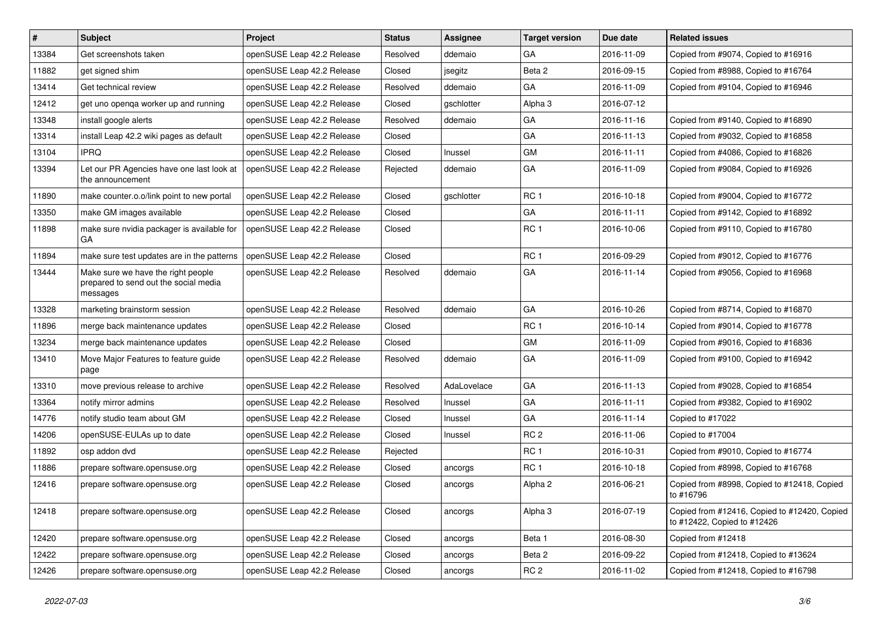| # | Subject | Project | Status | Assignee | Target version | Due date | Related issues |
|---|---|---|---|---|---|---|---|
| 13384 | Get screenshots taken | openSUSE Leap 42.2 Release | Resolved | ddemaio | GA | 2016-11-09 | Copied from #9074, Copied to #16916 |
| 11882 | get signed shim | openSUSE Leap 42.2 Release | Closed | jsegitz | Beta 2 | 2016-09-15 | Copied from #8988, Copied to #16764 |
| 13414 | Get technical review | openSUSE Leap 42.2 Release | Resolved | ddemaio | GA | 2016-11-09 | Copied from #9104, Copied to #16946 |
| 12412 | get uno openqa worker up and running | openSUSE Leap 42.2 Release | Closed | gschlotter | Alpha 3 | 2016-07-12 | |
| 13348 | install google alerts | openSUSE Leap 42.2 Release | Resolved | ddemaio | GA | 2016-11-16 | Copied from #9140, Copied to #16890 |
| 13314 | install Leap 42.2 wiki pages as default | openSUSE Leap 42.2 Release | Closed | | GA | 2016-11-13 | Copied from #9032, Copied to #16858 |
| 13104 | IPRQ | openSUSE Leap 42.2 Release | Closed | lnussel | GM | 2016-11-11 | Copied from #4086, Copied to #16826 |
| 13394 | Let our PR Agencies have one last look at the announcement | openSUSE Leap 42.2 Release | Rejected | ddemaio | GA | 2016-11-09 | Copied from #9084, Copied to #16926 |
| 11890 | make counter.o.o/link point to new portal | openSUSE Leap 42.2 Release | Closed | gschlotter | RC 1 | 2016-10-18 | Copied from #9004, Copied to #16772 |
| 13350 | make GM images available | openSUSE Leap 42.2 Release | Closed | | GA | 2016-11-11 | Copied from #9142, Copied to #16892 |
| 11898 | make sure nvidia packager is available for GA | openSUSE Leap 42.2 Release | Closed | | RC 1 | 2016-10-06 | Copied from #9110, Copied to #16780 |
| 11894 | make sure test updates are in the patterns | openSUSE Leap 42.2 Release | Closed | | RC 1 | 2016-09-29 | Copied from #9012, Copied to #16776 |
| 13444 | Make sure we have the right people prepared to send out the social media messages | openSUSE Leap 42.2 Release | Resolved | ddemaio | GA | 2016-11-14 | Copied from #9056, Copied to #16968 |
| 13328 | marketing brainstorm session | openSUSE Leap 42.2 Release | Resolved | ddemaio | GA | 2016-10-26 | Copied from #8714, Copied to #16870 |
| 11896 | merge back maintenance updates | openSUSE Leap 42.2 Release | Closed | | RC 1 | 2016-10-14 | Copied from #9014, Copied to #16778 |
| 13234 | merge back maintenance updates | openSUSE Leap 42.2 Release | Closed | | GM | 2016-11-09 | Copied from #9016, Copied to #16836 |
| 13410 | Move Major Features to feature guide page | openSUSE Leap 42.2 Release | Resolved | ddemaio | GA | 2016-11-09 | Copied from #9100, Copied to #16942 |
| 13310 | move previous release to archive | openSUSE Leap 42.2 Release | Resolved | AdaLovelace | GA | 2016-11-13 | Copied from #9028, Copied to #16854 |
| 13364 | notify mirror admins | openSUSE Leap 42.2 Release | Resolved | lnussel | GA | 2016-11-11 | Copied from #9382, Copied to #16902 |
| 14776 | notify studio team about GM | openSUSE Leap 42.2 Release | Closed | lnussel | GA | 2016-11-14 | Copied to #17022 |
| 14206 | openSUSE-EULAs up to date | openSUSE Leap 42.2 Release | Closed | lnussel | RC 2 | 2016-11-06 | Copied to #17004 |
| 11892 | osp addon dvd | openSUSE Leap 42.2 Release | Rejected | | RC 1 | 2016-10-31 | Copied from #9010, Copied to #16774 |
| 11886 | prepare software.opensuse.org | openSUSE Leap 42.2 Release | Closed | ancorgs | RC 1 | 2016-10-18 | Copied from #8998, Copied to #16768 |
| 12416 | prepare software.opensuse.org | openSUSE Leap 42.2 Release | Closed | ancorgs | Alpha 2 | 2016-06-21 | Copied from #8998, Copied to #12418, Copied to #16796 |
| 12418 | prepare software.opensuse.org | openSUSE Leap 42.2 Release | Closed | ancorgs | Alpha 3 | 2016-07-19 | Copied from #12416, Copied to #12420, Copied to #12422, Copied to #12426 |
| 12420 | prepare software.opensuse.org | openSUSE Leap 42.2 Release | Closed | ancorgs | Beta 1 | 2016-08-30 | Copied from #12418 |
| 12422 | prepare software.opensuse.org | openSUSE Leap 42.2 Release | Closed | ancorgs | Beta 2 | 2016-09-22 | Copied from #12418, Copied to #13624 |
| 12426 | prepare software.opensuse.org | openSUSE Leap 42.2 Release | Closed | ancorgs | RC 2 | 2016-11-02 | Copied from #12418, Copied to #16798 |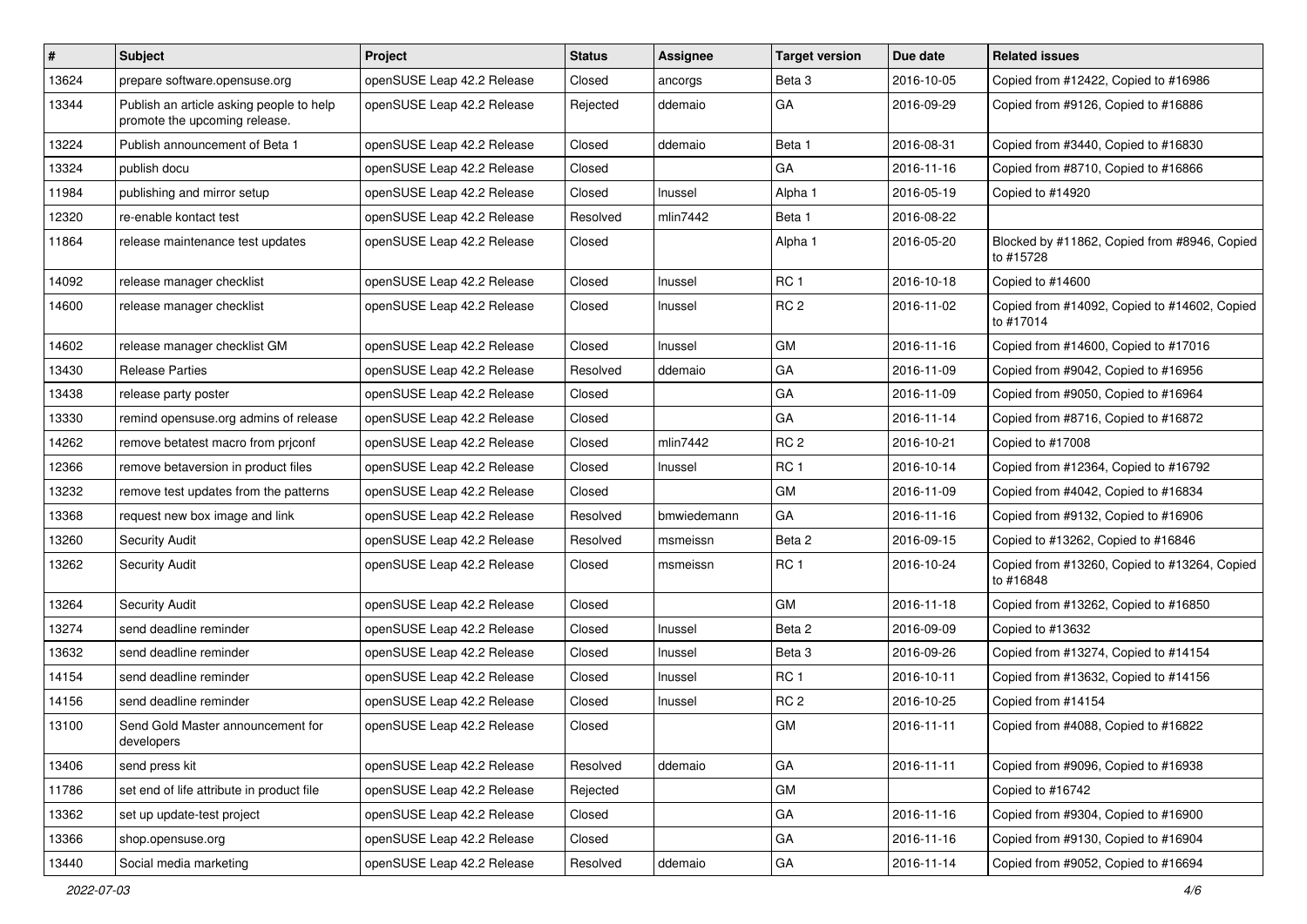| # | Subject | Project | Status | Assignee | Target version | Due date | Related issues |
|---|---|---|---|---|---|---|---|
| 13624 | prepare software.opensuse.org | openSUSE Leap 42.2 Release | Closed | ancorgs | Beta 3 | 2016-10-05 | Copied from #12422, Copied to #16986 |
| 13344 | Publish an article asking people to help promote the upcoming release. | openSUSE Leap 42.2 Release | Rejected | ddemaio | GA | 2016-09-29 | Copied from #9126, Copied to #16886 |
| 13224 | Publish announcement of Beta 1 | openSUSE Leap 42.2 Release | Closed | ddemaio | Beta 1 | 2016-08-31 | Copied from #3440, Copied to #16830 |
| 13324 | publish docu | openSUSE Leap 42.2 Release | Closed | | GA | 2016-11-16 | Copied from #8710, Copied to #16866 |
| 11984 | publishing and mirror setup | openSUSE Leap 42.2 Release | Closed | lnussel | Alpha 1 | 2016-05-19 | Copied to #14920 |
| 12320 | re-enable kontact test | openSUSE Leap 42.2 Release | Resolved | mlin7442 | Beta 1 | 2016-08-22 | |
| 11864 | release maintenance test updates | openSUSE Leap 42.2 Release | Closed | | Alpha 1 | 2016-05-20 | Blocked by #11862, Copied from #8946, Copied to #15728 |
| 14092 | release manager checklist | openSUSE Leap 42.2 Release | Closed | lnussel | RC 1 | 2016-10-18 | Copied to #14600 |
| 14600 | release manager checklist | openSUSE Leap 42.2 Release | Closed | lnussel | RC 2 | 2016-11-02 | Copied from #14092, Copied to #14602, Copied to #17014 |
| 14602 | release manager checklist GM | openSUSE Leap 42.2 Release | Closed | lnussel | GM | 2016-11-16 | Copied from #14600, Copied to #17016 |
| 13430 | Release Parties | openSUSE Leap 42.2 Release | Resolved | ddemaio | GA | 2016-11-09 | Copied from #9042, Copied to #16956 |
| 13438 | release party poster | openSUSE Leap 42.2 Release | Closed | | GA | 2016-11-09 | Copied from #9050, Copied to #16964 |
| 13330 | remind opensuse.org admins of release | openSUSE Leap 42.2 Release | Closed | | GA | 2016-11-14 | Copied from #8716, Copied to #16872 |
| 14262 | remove betatest macro from prjconf | openSUSE Leap 42.2 Release | Closed | mlin7442 | RC 2 | 2016-10-21 | Copied to #17008 |
| 12366 | remove betaversion in product files | openSUSE Leap 42.2 Release | Closed | lnussel | RC 1 | 2016-10-14 | Copied from #12364, Copied to #16792 |
| 13232 | remove test updates from the patterns | openSUSE Leap 42.2 Release | Closed | | GM | 2016-11-09 | Copied from #4042, Copied to #16834 |
| 13368 | request new box image and link | openSUSE Leap 42.2 Release | Resolved | bmwiedemann | GA | 2016-11-16 | Copied from #9132, Copied to #16906 |
| 13260 | Security Audit | openSUSE Leap 42.2 Release | Resolved | msmeissn | Beta 2 | 2016-09-15 | Copied to #13262, Copied to #16846 |
| 13262 | Security Audit | openSUSE Leap 42.2 Release | Closed | msmeissn | RC 1 | 2016-10-24 | Copied from #13260, Copied to #13264, Copied to #16848 |
| 13264 | Security Audit | openSUSE Leap 42.2 Release | Closed | | GM | 2016-11-18 | Copied from #13262, Copied to #16850 |
| 13274 | send deadline reminder | openSUSE Leap 42.2 Release | Closed | lnussel | Beta 2 | 2016-09-09 | Copied to #13632 |
| 13632 | send deadline reminder | openSUSE Leap 42.2 Release | Closed | lnussel | Beta 3 | 2016-09-26 | Copied from #13274, Copied to #14154 |
| 14154 | send deadline reminder | openSUSE Leap 42.2 Release | Closed | lnussel | RC 1 | 2016-10-11 | Copied from #13632, Copied to #14156 |
| 14156 | send deadline reminder | openSUSE Leap 42.2 Release | Closed | lnussel | RC 2 | 2016-10-25 | Copied from #14154 |
| 13100 | Send Gold Master announcement for developers | openSUSE Leap 42.2 Release | Closed | | GM | 2016-11-11 | Copied from #4088, Copied to #16822 |
| 13406 | send press kit | openSUSE Leap 42.2 Release | Resolved | ddemaio | GA | 2016-11-11 | Copied from #9096, Copied to #16938 |
| 11786 | set end of life attribute in product file | openSUSE Leap 42.2 Release | Rejected | | GM | | Copied to #16742 |
| 13362 | set up update-test project | openSUSE Leap 42.2 Release | Closed | | GA | 2016-11-16 | Copied from #9304, Copied to #16900 |
| 13366 | shop.opensuse.org | openSUSE Leap 42.2 Release | Closed | | GA | 2016-11-16 | Copied from #9130, Copied to #16904 |
| 13440 | Social media marketing | openSUSE Leap 42.2 Release | Resolved | ddemaio | GA | 2016-11-14 | Copied from #9052, Copied to #16694 |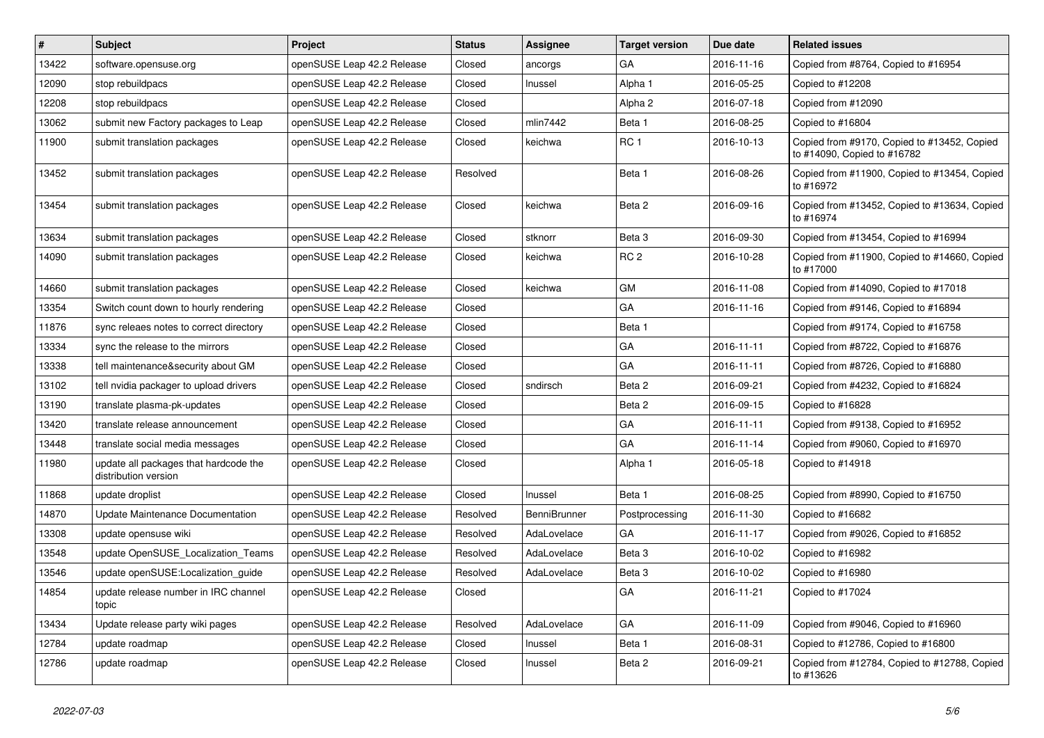| # | Subject | Project | Status | Assignee | Target version | Due date | Related issues |
|---|---|---|---|---|---|---|---|
| 13422 | software.opensuse.org | openSUSE Leap 42.2 Release | Closed | ancorgs | GA | 2016-11-16 | Copied from #8764, Copied to #16954 |
| 12090 | stop rebuildpacs | openSUSE Leap 42.2 Release | Closed | lnussel | Alpha 1 | 2016-05-25 | Copied to #12208 |
| 12208 | stop rebuildpacs | openSUSE Leap 42.2 Release | Closed | | Alpha 2 | 2016-07-18 | Copied from #12090 |
| 13062 | submit new Factory packages to Leap | openSUSE Leap 42.2 Release | Closed | mlin7442 | Beta 1 | 2016-08-25 | Copied to #16804 |
| 11900 | submit translation packages | openSUSE Leap 42.2 Release | Closed | keichwa | RC 1 | 2016-10-13 | Copied from #9170, Copied to #13452, Copied to #14090, Copied to #16782 |
| 13452 | submit translation packages | openSUSE Leap 42.2 Release | Resolved | | Beta 1 | 2016-08-26 | Copied from #11900, Copied to #13454, Copied to #16972 |
| 13454 | submit translation packages | openSUSE Leap 42.2 Release | Closed | keichwa | Beta 2 | 2016-09-16 | Copied from #13452, Copied to #13634, Copied to #16974 |
| 13634 | submit translation packages | openSUSE Leap 42.2 Release | Closed | stknorr | Beta 3 | 2016-09-30 | Copied from #13454, Copied to #16994 |
| 14090 | submit translation packages | openSUSE Leap 42.2 Release | Closed | keichwa | RC 2 | 2016-10-28 | Copied from #11900, Copied to #14660, Copied to #17000 |
| 14660 | submit translation packages | openSUSE Leap 42.2 Release | Closed | keichwa | GM | 2016-11-08 | Copied from #14090, Copied to #17018 |
| 13354 | Switch count down to hourly rendering | openSUSE Leap 42.2 Release | Closed | | GA | 2016-11-16 | Copied from #9146, Copied to #16894 |
| 11876 | sync releaes notes to correct directory | openSUSE Leap 42.2 Release | Closed | | Beta 1 | | Copied from #9174, Copied to #16758 |
| 13334 | sync the release to the mirrors | openSUSE Leap 42.2 Release | Closed | | GA | 2016-11-11 | Copied from #8722, Copied to #16876 |
| 13338 | tell maintenance&security about GM | openSUSE Leap 42.2 Release | Closed | | GA | 2016-11-11 | Copied from #8726, Copied to #16880 |
| 13102 | tell nvidia packager to upload drivers | openSUSE Leap 42.2 Release | Closed | sndirsch | Beta 2 | 2016-09-21 | Copied from #4232, Copied to #16824 |
| 13190 | translate plasma-pk-updates | openSUSE Leap 42.2 Release | Closed | | Beta 2 | 2016-09-15 | Copied to #16828 |
| 13420 | translate release announcement | openSUSE Leap 42.2 Release | Closed | | GA | 2016-11-11 | Copied from #9138, Copied to #16952 |
| 13448 | translate social media messages | openSUSE Leap 42.2 Release | Closed | | GA | 2016-11-14 | Copied from #9060, Copied to #16970 |
| 11980 | update all packages that hardcode the distribution version | openSUSE Leap 42.2 Release | Closed | | Alpha 1 | 2016-05-18 | Copied to #14918 |
| 11868 | update droplist | openSUSE Leap 42.2 Release | Closed | lnussel | Beta 1 | 2016-08-25 | Copied from #8990, Copied to #16750 |
| 14870 | Update Maintenance Documentation | openSUSE Leap 42.2 Release | Resolved | BenniBrunner | Postprocessing | 2016-11-30 | Copied to #16682 |
| 13308 | update opensuse wiki | openSUSE Leap 42.2 Release | Resolved | AdaLovelace | GA | 2016-11-17 | Copied from #9026, Copied to #16852 |
| 13548 | update OpenSUSE_Localization_Teams | openSUSE Leap 42.2 Release | Resolved | AdaLovelace | Beta 3 | 2016-10-02 | Copied to #16982 |
| 13546 | update openSUSE:Localization_guide | openSUSE Leap 42.2 Release | Resolved | AdaLovelace | Beta 3 | 2016-10-02 | Copied to #16980 |
| 14854 | update release number in IRC channel topic | openSUSE Leap 42.2 Release | Closed | | GA | 2016-11-21 | Copied to #17024 |
| 13434 | Update release party wiki pages | openSUSE Leap 42.2 Release | Resolved | AdaLovelace | GA | 2016-11-09 | Copied from #9046, Copied to #16960 |
| 12784 | update roadmap | openSUSE Leap 42.2 Release | Closed | lnussel | Beta 1 | 2016-08-31 | Copied to #12786, Copied to #16800 |
| 12786 | update roadmap | openSUSE Leap 42.2 Release | Closed | lnussel | Beta 2 | 2016-09-21 | Copied from #12784, Copied to #12788, Copied to #13626 |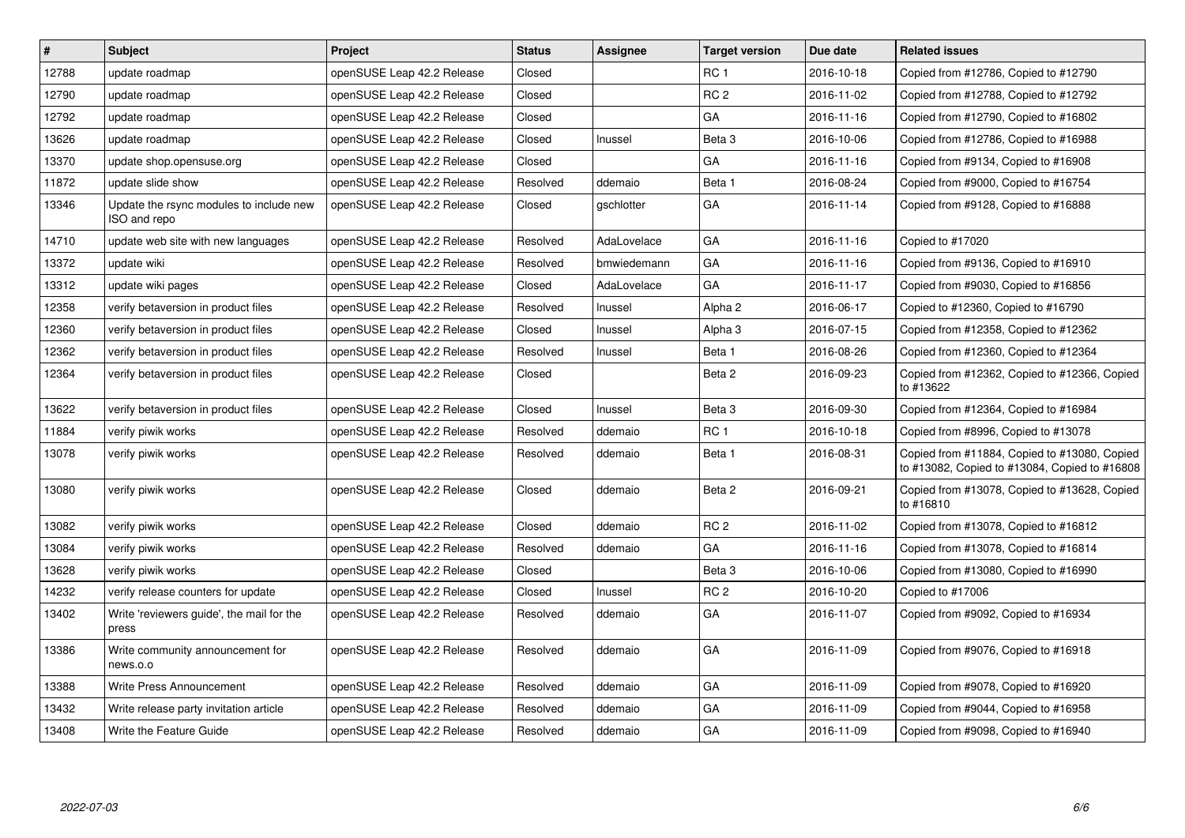| # | Subject | Project | Status | Assignee | Target version | Due date | Related issues |
|---|---|---|---|---|---|---|---|
| 12788 | update roadmap | openSUSE Leap 42.2 Release | Closed | | RC 1 | 2016-10-18 | Copied from #12786, Copied to #12790 |
| 12790 | update roadmap | openSUSE Leap 42.2 Release | Closed | | RC 2 | 2016-11-02 | Copied from #12788, Copied to #12792 |
| 12792 | update roadmap | openSUSE Leap 42.2 Release | Closed | | GA | 2016-11-16 | Copied from #12790, Copied to #16802 |
| 13626 | update roadmap | openSUSE Leap 42.2 Release | Closed | lnussel | Beta 3 | 2016-10-06 | Copied from #12786, Copied to #16988 |
| 13370 | update shop.opensuse.org | openSUSE Leap 42.2 Release | Closed | | GA | 2016-11-16 | Copied from #9134, Copied to #16908 |
| 11872 | update slide show | openSUSE Leap 42.2 Release | Resolved | ddemaio | Beta 1 | 2016-08-24 | Copied from #9000, Copied to #16754 |
| 13346 | Update the rsync modules to include new ISO and repo | openSUSE Leap 42.2 Release | Closed | gschlotter | GA | 2016-11-14 | Copied from #9128, Copied to #16888 |
| 14710 | update web site with new languages | openSUSE Leap 42.2 Release | Resolved | AdaLovelace | GA | 2016-11-16 | Copied to #17020 |
| 13372 | update wiki | openSUSE Leap 42.2 Release | Resolved | bmwiedemann | GA | 2016-11-16 | Copied from #9136, Copied to #16910 |
| 13312 | update wiki pages | openSUSE Leap 42.2 Release | Closed | AdaLovelace | GA | 2016-11-17 | Copied from #9030, Copied to #16856 |
| 12358 | verify betaversion in product files | openSUSE Leap 42.2 Release | Resolved | lnussel | Alpha 2 | 2016-06-17 | Copied to #12360, Copied to #16790 |
| 12360 | verify betaversion in product files | openSUSE Leap 42.2 Release | Closed | lnussel | Alpha 3 | 2016-07-15 | Copied from #12358, Copied to #12362 |
| 12362 | verify betaversion in product files | openSUSE Leap 42.2 Release | Resolved | lnussel | Beta 1 | 2016-08-26 | Copied from #12360, Copied to #12364 |
| 12364 | verify betaversion in product files | openSUSE Leap 42.2 Release | Closed | | Beta 2 | 2016-09-23 | Copied from #12362, Copied to #12366, Copied to #13622 |
| 13622 | verify betaversion in product files | openSUSE Leap 42.2 Release | Closed | lnussel | Beta 3 | 2016-09-30 | Copied from #12364, Copied to #16984 |
| 11884 | verify piwik works | openSUSE Leap 42.2 Release | Resolved | ddemaio | RC 1 | 2016-10-18 | Copied from #8996, Copied to #13078 |
| 13078 | verify piwik works | openSUSE Leap 42.2 Release | Resolved | ddemaio | Beta 1 | 2016-08-31 | Copied from #11884, Copied to #13080, Copied to #13082, Copied to #13084, Copied to #16808 |
| 13080 | verify piwik works | openSUSE Leap 42.2 Release | Closed | ddemaio | Beta 2 | 2016-09-21 | Copied from #13078, Copied to #13628, Copied to #16810 |
| 13082 | verify piwik works | openSUSE Leap 42.2 Release | Closed | ddemaio | RC 2 | 2016-11-02 | Copied from #13078, Copied to #16812 |
| 13084 | verify piwik works | openSUSE Leap 42.2 Release | Resolved | ddemaio | GA | 2016-11-16 | Copied from #13078, Copied to #16814 |
| 13628 | verify piwik works | openSUSE Leap 42.2 Release | Closed | | Beta 3 | 2016-10-06 | Copied from #13080, Copied to #16990 |
| 14232 | verify release counters for update | openSUSE Leap 42.2 Release | Closed | lnussel | RC 2 | 2016-10-20 | Copied to #17006 |
| 13402 | Write 'reviewers guide', the mail for the press | openSUSE Leap 42.2 Release | Resolved | ddemaio | GA | 2016-11-07 | Copied from #9092, Copied to #16934 |
| 13386 | Write community announcement for news.o.o | openSUSE Leap 42.2 Release | Resolved | ddemaio | GA | 2016-11-09 | Copied from #9076, Copied to #16918 |
| 13388 | Write Press Announcement | openSUSE Leap 42.2 Release | Resolved | ddemaio | GA | 2016-11-09 | Copied from #9078, Copied to #16920 |
| 13432 | Write release party invitation article | openSUSE Leap 42.2 Release | Resolved | ddemaio | GA | 2016-11-09 | Copied from #9044, Copied to #16958 |
| 13408 | Write the Feature Guide | openSUSE Leap 42.2 Release | Resolved | ddemaio | GA | 2016-11-09 | Copied from #9098, Copied to #16940 |